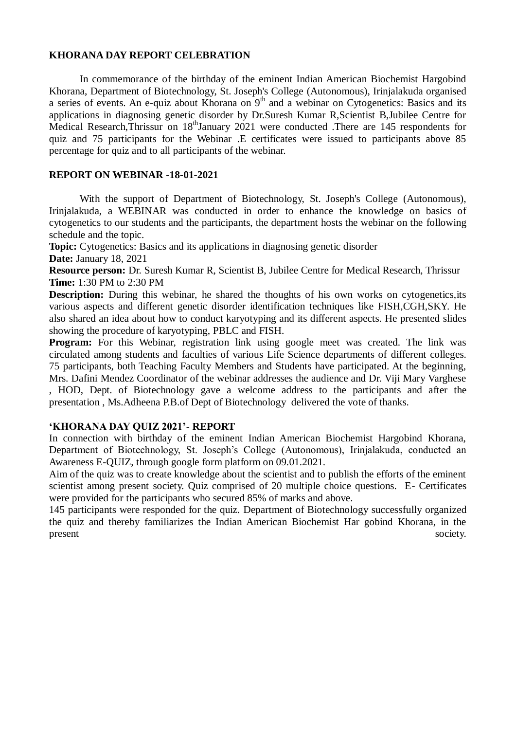**KHORANA DAY REPORT CELEBRATION**

In commemorance of the birthday of the eminent Indian American Biochemist Hargobind Khorana, Department of Biotechnology, St. Joseph's College (Autonomous), Irinjalakuda organised a series of events. An e-quiz about Khorana on 9th and a webinar on Cytogenetics: Basics and its applications in diagnosing genetic disorder by Dr.Suresh Kumar R,Scientist B,Jubilee Centre for Medical Research,Thrissur on 18thJanuary 2021 were conducted .There are 145 respondents for quiz and 75 participants for the Webinar .E certificates were issued to participants above 85 percentage for quiz and to all participants of the webinar.

**REPORT ON WEBINAR -18-01-2021**

With the support of Department of Biotechnology, St. Joseph's College (Autonomous), Irinjalakuda, a WEBINAR was conducted in order to enhance the knowledge on basics of cytogenetics to our students and the participants, the department hosts the webinar on the following schedule and the topic.

**Topic:** Cytogenetics: Basics and its applications in diagnosing genetic disorder

**Date:** January 18, 2021

**Resource person:** Dr. Suresh Kumar R, Scientist B, Jubilee Centre for Medical Research, Thrissur

**Time:** 1:30 PM to 2:30 PM

**Description:** During this webinar, he shared the thoughts of his own works on cytogenetics,its various aspects and different genetic disorder identification techniques like FISH,CGH,SKY. He also shared an idea about how to conduct karyotyping and its different aspects. He presented slides showing the procedure of karyotyping, PBLC and FISH.

**Program:** For this Webinar, registration link using google meet was created. The link was circulated among students and faculties of various Life Science departments of different colleges. 75 participants, both Teaching Faculty Members and Students have participated. At the beginning, Mrs. Dafini Mendez Coordinator of the webinar addresses the audience and Dr. Viji Mary Varghese , HOD, Dept. of Biotechnology gave a welcome address to the participants and after the presentation , Ms.Adheena P.B.of Dept of Biotechnology delivered the vote of thanks.

**'KHORANA DAY QUIZ 2021'- REPORT**

In connection with birthday of the eminent Indian American Biochemist Hargobind Khorana, Department of Biotechnology, St. Joseph's College (Autonomous), Irinjalakuda, conducted an Awareness E-QUIZ, through google form platform on 09.01.2021.

Aim of the quiz was to create knowledge about the scientist and to publish the efforts of the eminent scientist among present society. Quiz comprised of 20 multiple choice questions. E- Certificates were provided for the participants who secured 85% of marks and above.

145 participants were responded for the quiz. Department of Biotechnology successfully organized the quiz and thereby familiarizes the Indian American Biochemist Har gobind Khorana, in the present society.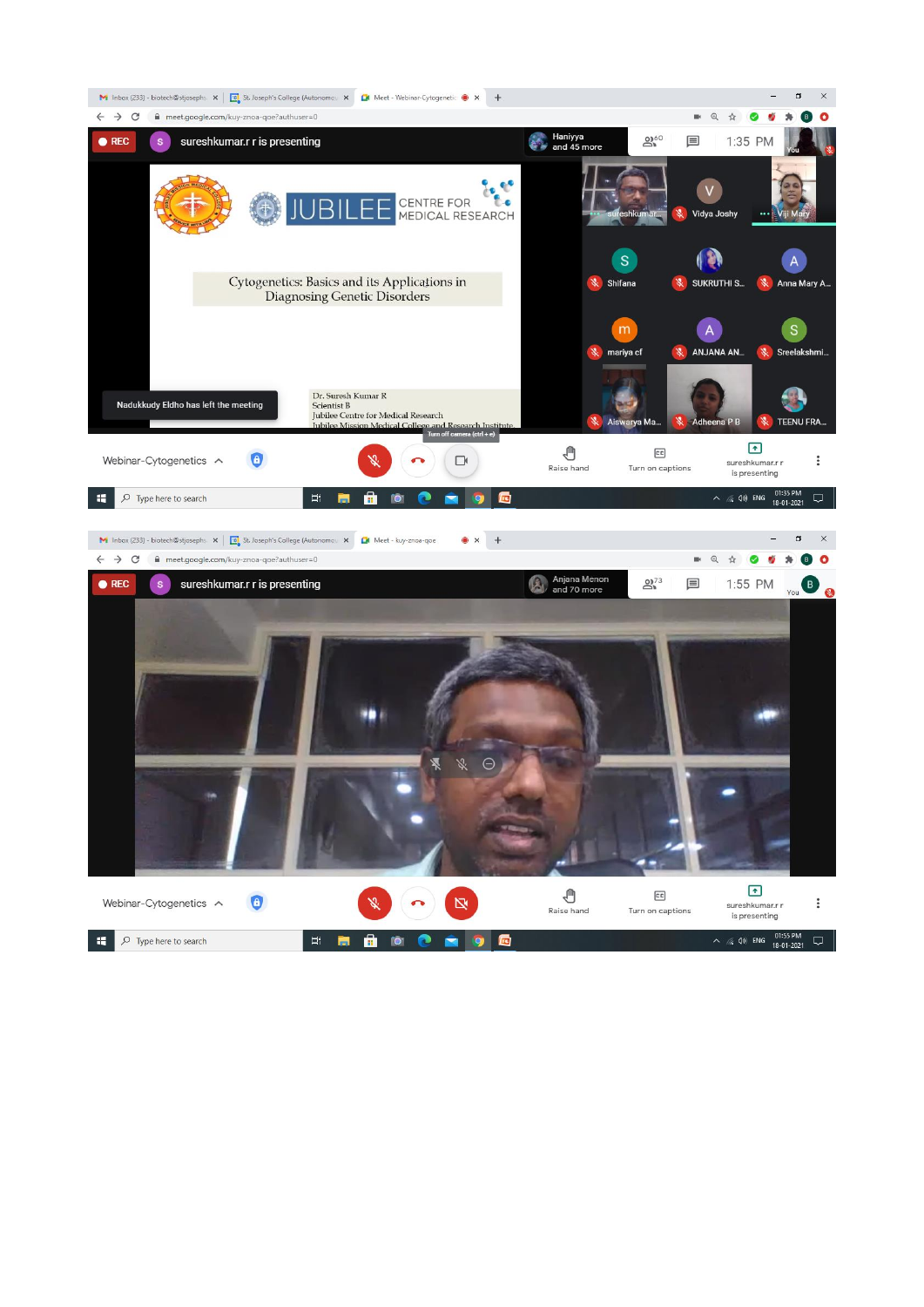REC sureshkumar.r r is presenting

Haniyya and 45 more

1:35 PM

JUBILEE CENTRE FOR MEDICAL RESEARCH

Cytogenetics: Basics and its Applications in Diagnosing Genetic Disorders

Dr. Suresh Kumar R
Scientist B
Jubilee Centre for Medical Research
Jubilee Mission Medical College and Research Institute

Nadukkudy Eldho has left the meeting

sureshkumar... Vidya Joshy Viji Mary
Shifana SUKRUTHI S... Anna Mary A...
mariya cf ANJANA AN... Sreelakshmi...
Aiswarya Ma... Adheena P B TEENU FRA...

Webinar-Cytogenetics

Raise hand Turn on captions sureshkumar.r r is presenting

01:35 PM 18-01-2021

REC sureshkumar.r r is presenting

Anjana Menon and 70 more

1:55 PM

Webinar-Cytogenetics

Raise hand Turn on captions sureshkumar.r r is presenting

01:55 PM 18-01-2021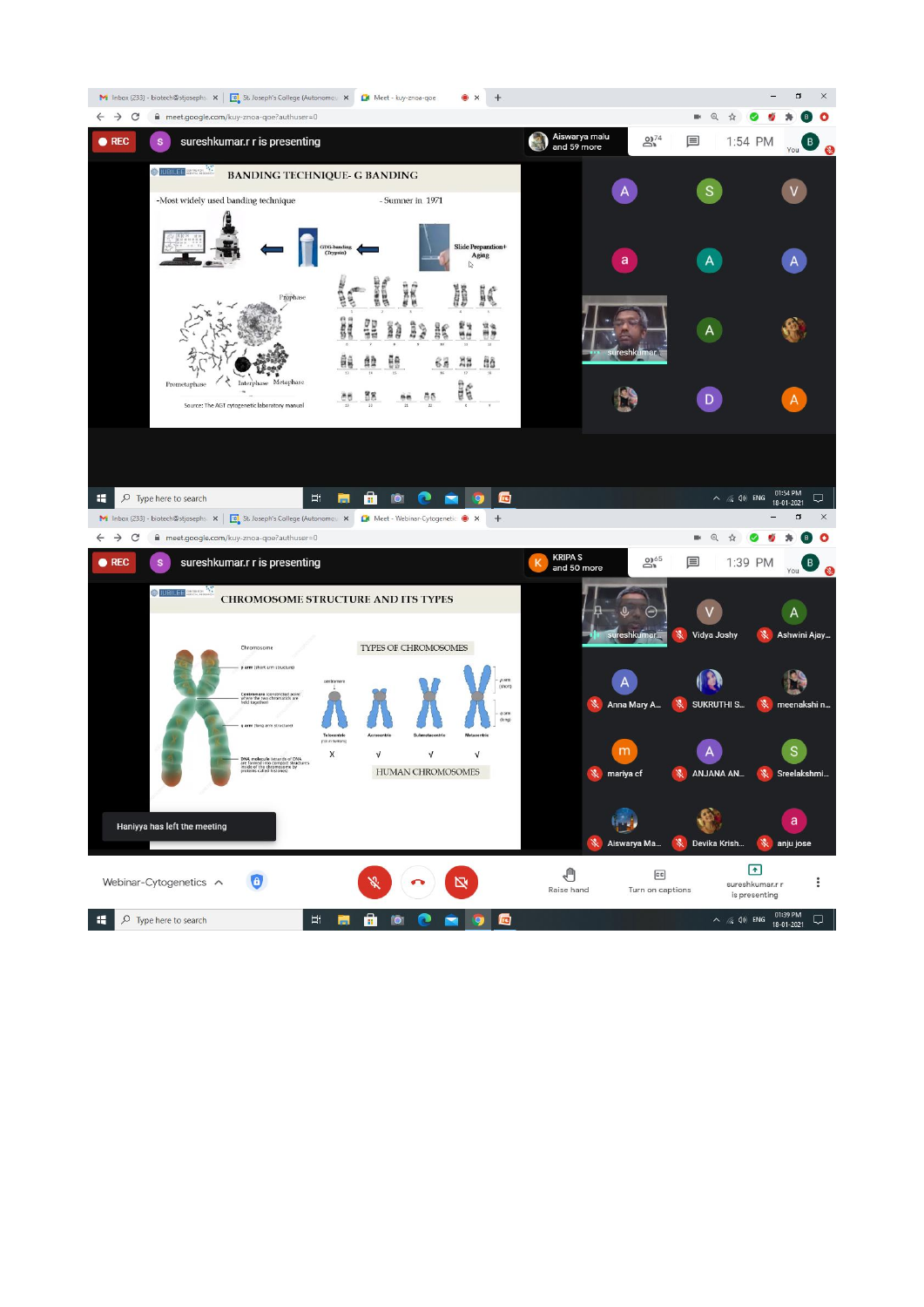REC

sureshkumar.r r is presenting

Aiswarya malu and 59 more

1:54 PM

## BANDING TECHNIQUE- G BANDING

-Most widely used banding technique

- Sumner in 1971

GTG-banding (Trypsin)

Slide Preparation+ Aging

Prophase

Prometaphase

Interphase Metaphase

Source: The AGT cytogenetic laboratory manual

sureshkumar.r

REC

sureshkumar.r r is presenting

KRIPA S and 50 more

1:39 PM

## CHROMOSOME STRUCTURE AND ITS TYPES

Chromosome

TYPES OF CHROMOSOMES

Telocentric

Acrocentric

Submetacentric

Metacentric

X √ √ √

HUMAN CHROMOSOMES

Haniyya has left the meeting

sureshkumar.r

Vidya Joshy

Ashwini Ajay...

Anna Mary A...

SUKRUTHI S...

meenakshi n...

mariya cf

ANJANA AN...

Sreelakshmi...

Aiswarya Ma...

Devika Krish...

anju jose

Webinar-Cytogenetics

Raise hand

Turn on captions

sureshkumar.r r is presenting